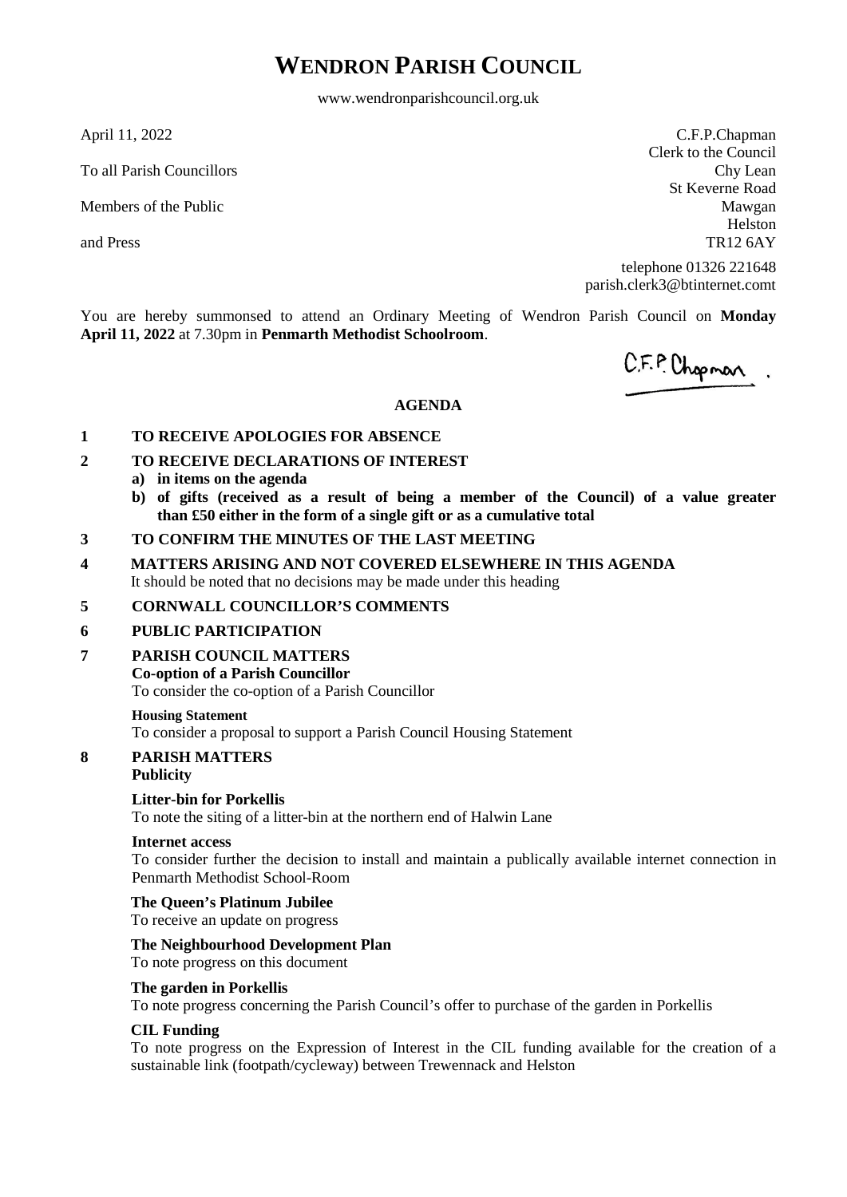# WENDRON PARISH COUNCIL

www.wendronparishcouncil.org.uk

April 11, 2022

To all Parish Councillors

Members of the Public

and Press

C.F.P.Chapman
Clerk to the Council
Chy Lean
St Keverne Road
Mawgan
Helston
TR12 6AY

telephone 01326 221648
parish.clerk3@btinternet.comt

You are hereby summonsed to attend an Ordinary Meeting of Wendron Parish Council on **Monday April 11, 2022** at 7.30pm in **Penmarth Methodist Schoolroom**.

C.F.P. Chapman

## AGENDA

**1 TO RECEIVE APOLOGIES FOR ABSENCE**

**2 TO RECEIVE DECLARATIONS OF INTEREST**

- **a) in items on the agenda**
- **b) of gifts (received as a result of being a member of the Council) of a value greater than £50 either in the form of a single gift or as a cumulative total**

**3 TO CONFIRM THE MINUTES OF THE LAST MEETING**

**4 MATTERS ARISING AND NOT COVERED ELSEWHERE IN THIS AGENDA**

It should be noted that no decisions may be made under this heading

**5 CORNWALL COUNCILLOR'S COMMENTS**

**6 PUBLIC PARTICIPATION**

**7 PARISH COUNCIL MATTERS**

**Co-option of a Parish Councillor**
To consider the co-option of a Parish Councillor

**Housing Statement**
To consider a proposal to support a Parish Council Housing Statement

**8 PARISH MATTERS**

**Publicity**

**Litter-bin for Porkellis**
To note the siting of a litter-bin at the northern end of Halwin Lane

**Internet access**
To consider further the decision to install and maintain a publically available internet connection in Penmarth Methodist School-Room

**The Queen's Platinum Jubilee**
To receive an update on progress

**The Neighbourhood Development Plan**
To note progress on this document

**The garden in Porkellis**
To note progress concerning the Parish Council's offer to purchase of the garden in Porkellis

**CIL Funding**
To note progress on the Expression of Interest in the CIL funding available for the creation of a sustainable link (footpath/cycleway) between Trewennack and Helston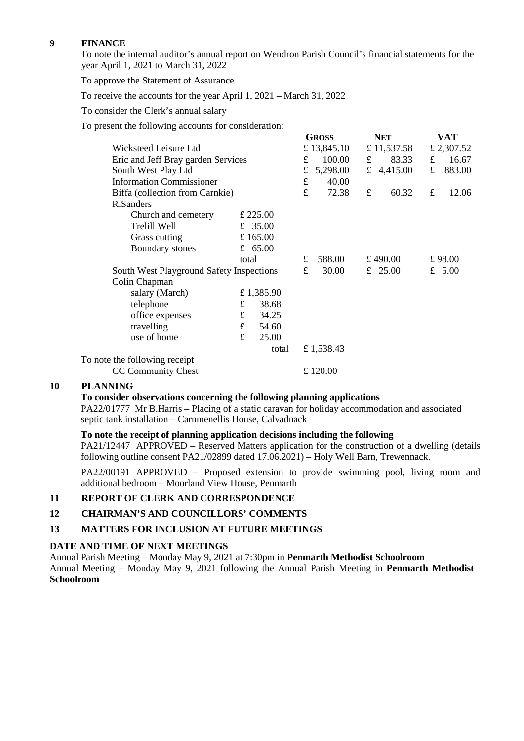**9 FINANCE**

To note the internal auditor's annual report on Wendron Parish Council's financial statements for the year April 1, 2021 to March 31, 2022

To approve the Statement of Assurance

To receive the accounts for the year April 1, 2021 – March 31, 2022

To consider the Clerk's annual salary

To present the following accounts for consideration:

| | | GROSS | NET | VAT |
|---|---|---|---|---|
| Wicksteed Leisure Ltd | | £ 13,845.10 | £ 11,537.58 | £ 2,307.52 |
| Eric and Jeff Bray garden Services | | £ 100.00 | £ 83.33 | £ 16.67 |
| South West Play Ltd | | £ 5,298.00 | £ 4,415.00 | £ 883.00 |
| Information Commissioner | | £ 40.00 | | |
| Biffa (collection from Carnkie) | | £ 72.38 | £ 60.32 | £ 12.06 |
| R.Sanders | | | | |
| Church and cemetery | £ 225.00 | | | |
| Trelill Well | £ 35.00 | | | |
| Grass cutting | £ 165.00 | | | |
| Boundary stones | £ 65.00 | | | |
| | total | £ 588.00 | £ 490.00 | £ 98.00 |
| South West Playground Safety Inspections | | £ 30.00 | £ 25.00 | £ 5.00 |
| Colin Chapman | | | | |
| salary (March) | £ 1,385.90 | | | |
| telephone | £ 38.68 | | | |
| office expenses | £ 34.25 | | | |
| travelling | £ 54.60 | | | |
| use of home | £ 25.00 | | | |
| | total | £ 1,538.43 | | |

To note the following receipt

| | |
|---|---|
| CC Community Chest | £ 120.00 |

**10 PLANNING**

**To consider observations concerning the following planning applications**

PA22/01777 Mr B.Harris – Placing of a static caravan for holiday accommodation and associated septic tank installation – Carnmenellis House, Calvadnack

**To note the receipt of planning application decisions including the following**

PA21/12447 APPROVED – Reserved Matters application for the construction of a dwelling (details following outline consent PA21/02899 dated 17.06.2021) – Holy Well Barn, Trewennack.

PA22/00191 APPROVED – Proposed extension to provide swimming pool, living room and additional bedroom – Moorland View House, Penmarth

**11 REPORT OF CLERK AND CORRESPONDENCE**

**12 CHAIRMAN'S AND COUNCILLORS' COMMENTS**

**13 MATTERS FOR INCLUSION AT FUTURE MEETINGS**

**DATE AND TIME OF NEXT MEETINGS**

Annual Parish Meeting – Monday May 9, 2021 at 7:30pm in **Penmarth Methodist Schoolroom**

Annual Meeting – Monday May 9, 2021 following the Annual Parish Meeting in **Penmarth Methodist Schoolroom**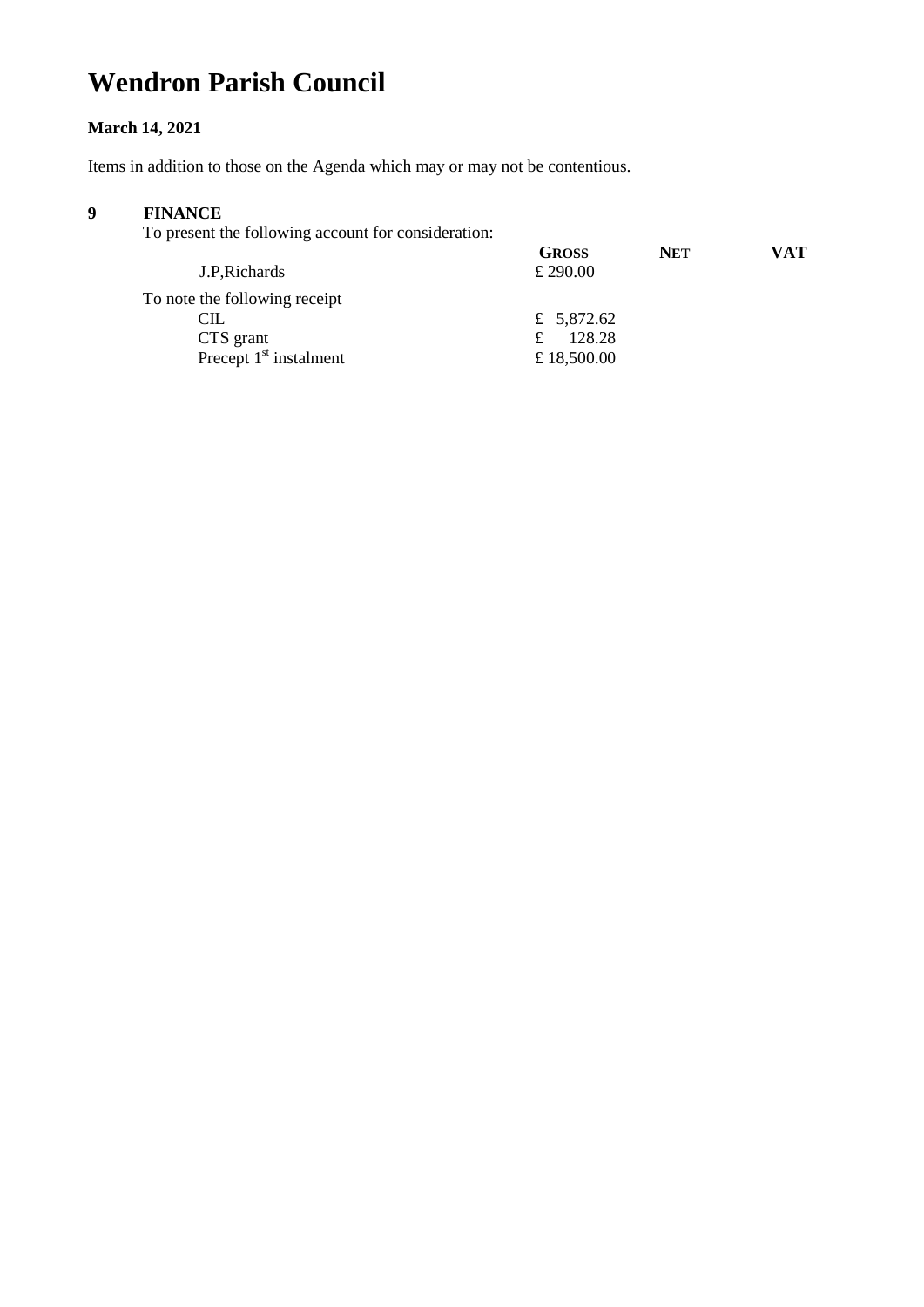# Wendron Parish Council

**March 14, 2021**

Items in addition to those on the Agenda which may or may not be contentious.

**9 FINANCE**

To present the following account for consideration:

| | GROSS | NET | VAT |
|---|---|---|---|
| J.P,Richards | £ 290.00 | | |

To note the following receipt

| | | | |
|---|---|---|---|
| CIL | £ 5,872.62 | | |
| CTS grant | £ 128.28 | | |
| Precept 1st instalment | £ 18,500.00 | | |